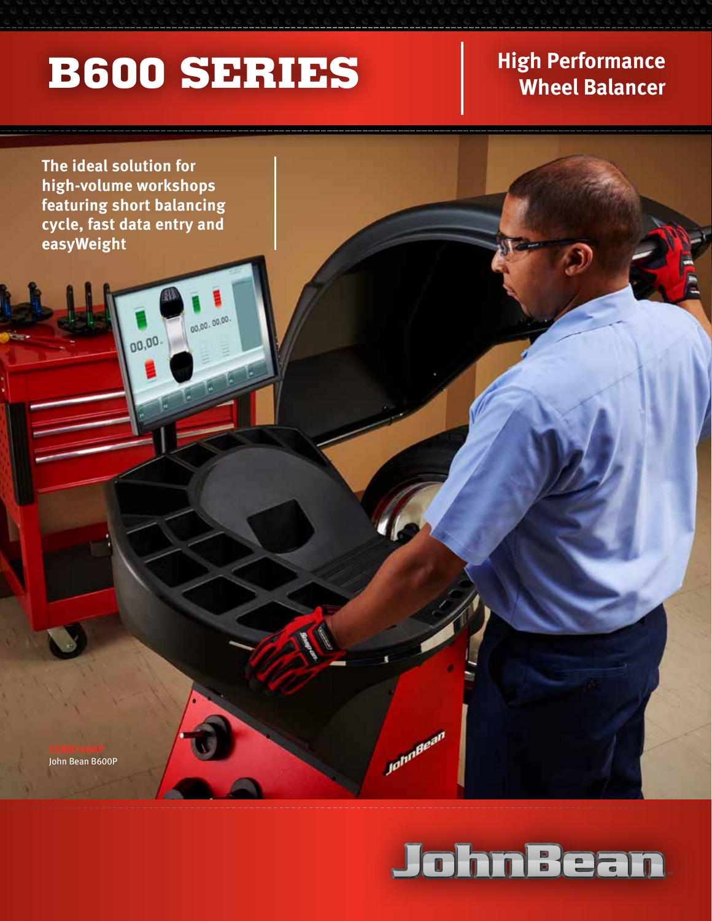# B600 SERIES

## High Performance Wheel Balancer

**The ideal solution for high-volume workshops featuring short balancing cycle, fast data entry and easyWeight**

EEWB568AP
John Bean B600P

JohnBean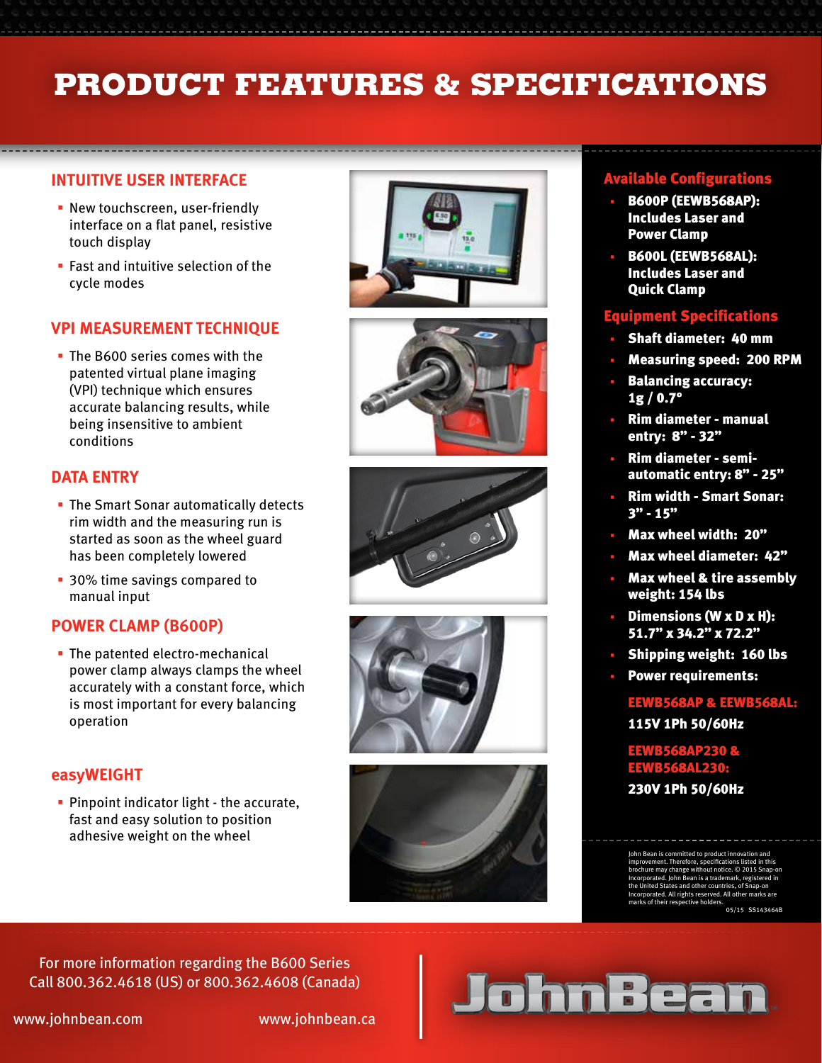# PRODUCT FEATURES & SPECIFICATIONS

## INTUITIVE USER INTERFACE

- New touchscreen, user-friendly interface on a flat panel, resistive touch display
- Fast and intuitive selection of the cycle modes

## VPI MEASUREMENT TECHNIQUE

- The B600 series comes with the patented virtual plane imaging (VPI) technique which ensures accurate balancing results, while being insensitive to ambient conditions

## DATA ENTRY

- The Smart Sonar automatically detects rim width and the measuring run is started as soon as the wheel guard has been completely lowered
- 30% time savings compared to manual input

## POWER CLAMP (B600P)

- The patented electro-mechanical power clamp always clamps the wheel accurately with a constant force, which is most important for every balancing operation

## easyWEIGHT

- Pinpoint indicator light - the accurate, fast and easy solution to position adhesive weight on the wheel

## Available Configurations

- **B600P (EEWB568AP): Includes Laser and Power Clamp**
- **B600L (EEWB568AL): Includes Laser and Quick Clamp**

## Equipment Specifications

- **Shaft diameter: 40 mm**
- **Measuring speed: 200 RPM**
- **Balancing accuracy: 1g / 0.7º**
- **Rim diameter - manual entry: 8" - 32"**
- **Rim diameter - semi-automatic entry: 8" - 25"**
- **Rim width - Smart Sonar: 3" - 15"**
- **Max wheel width: 20"**
- **Max wheel diameter: 42"**
- **Max wheel & tire assembly weight: 154 lbs**
- **Dimensions (W x D x H): 51.7" x 34.2" x 72.2"**
- **Shipping weight: 160 lbs**
- **Power requirements:**

**EEWB568AP & EEWB568AL:**

**115V 1Ph 50/60Hz**

**EEWB568AP230 & EEWB568AL230:**

**230V 1Ph 50/60Hz**

John Bean is committed to product innovation and improvement. Therefore, specifications listed in this brochure may change without notice. © 2015 Snap-on Incorporated. John Bean is a trademark, registered in the United States and other countries, of Snap-on Incorporated. All rights reserved. All other marks are marks of their respective holders.

05/15 SS143464B

For more information regarding the B600 Series
Call 800.362.4618 (US) or 800.362.4608 (Canada)

www.johnbean.com www.johnbean.ca

JohnBean